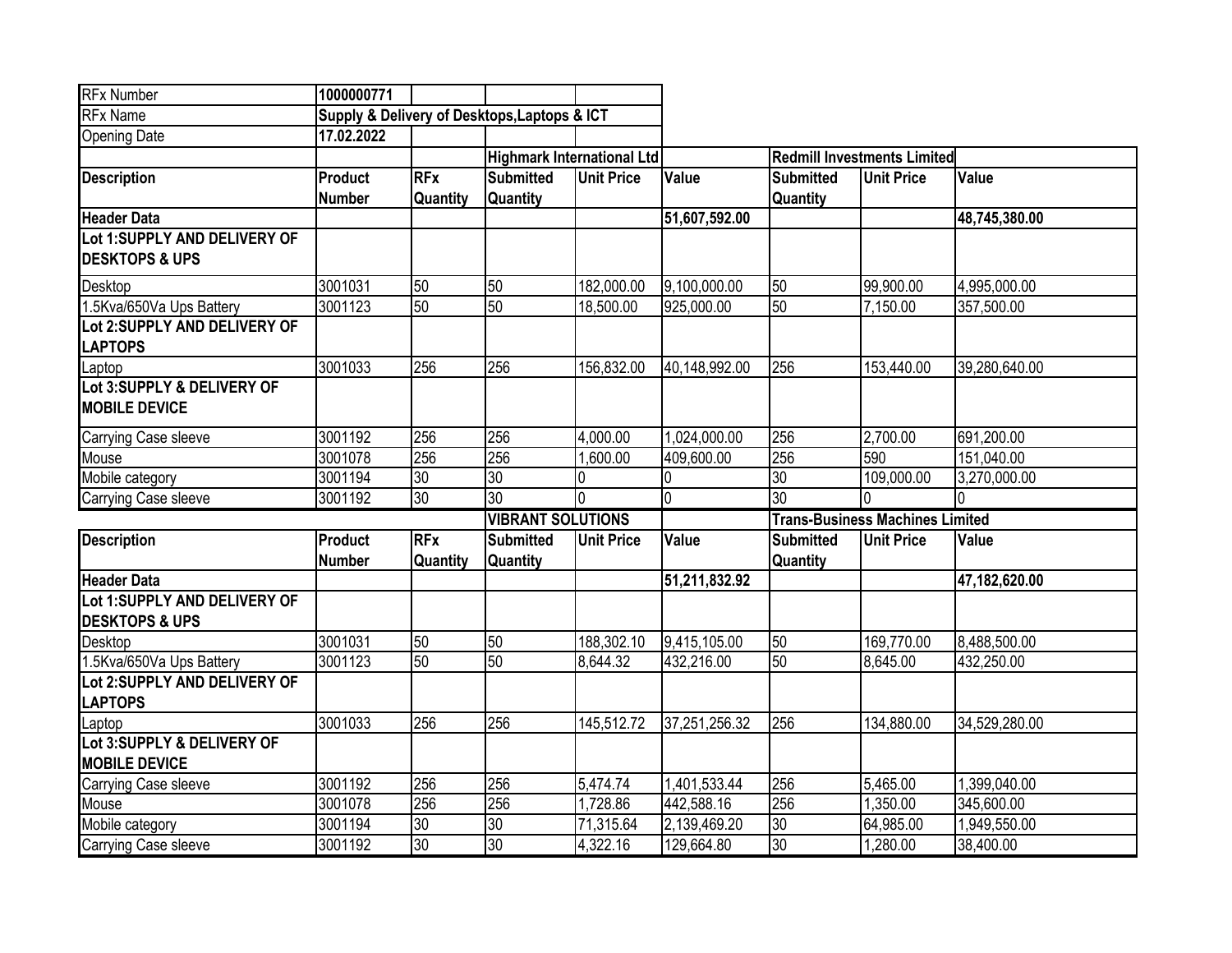| RFx Number | 1000000771 | | | | | | | |
|---|---|---|---|---|---|---|---|---|
| RFx Name | Supply & Delivery of Desktops,Laptops & ICT | | | | | | | |
| Opening Date | 17.02.2022 | | | | | | | |
| | | | **Highmark International Ltd** | | | **Redmill Investments Limited** | | |
| **Description** | **Product Number** | **RFx Quantity** | **Submitted Quantity** | **Unit Price** | **Value** | **Submitted Quantity** | **Unit Price** | **Value** |
| **Header Data** | | | | | **51,607,592.00** | | | **48,745,380.00** |
| **Lot 1:SUPPLY AND DELIVERY OF DESKTOPS & UPS** | | | | | | | | |
| Desktop | 3001031 | 50 | 50 | 182,000.00 | 9,100,000.00 | 50 | 99,900.00 | 4,995,000.00 |
| 1.5Kva/650Va Ups Battery | 3001123 | 50 | 50 | 18,500.00 | 925,000.00 | 50 | 7,150.00 | 357,500.00 |
| **Lot 2:SUPPLY AND DELIVERY OF LAPTOPS** | | | | | | | | |
| Laptop | 3001033 | 256 | 256 | 156,832.00 | 40,148,992.00 | 256 | 153,440.00 | 39,280,640.00 |
| **Lot 3:SUPPLY & DELIVERY OF MOBILE DEVICE** | | | | | | | | |
| Carrying Case sleeve | 3001192 | 256 | 256 | 4,000.00 | 1,024,000.00 | 256 | 2,700.00 | 691,200.00 |
| Mouse | 3001078 | 256 | 256 | 1,600.00 | 409,600.00 | 256 | 590 | 151,040.00 |
| Mobile category | 3001194 | 30 | 30 | 0 | 0 | 30 | 109,000.00 | 3,270,000.00 |
| Carrying Case sleeve | 3001192 | 30 | 30 | 0 | 0 | 30 | 0 | 0 |
| | | | **VIBRANT SOLUTIONS** | | | **Trans-Business Machines Limited** | | |
| **Description** | **Product Number** | **RFx Quantity** | **Submitted Quantity** | **Unit Price** | **Value** | **Submitted Quantity** | **Unit Price** | **Value** |
| **Header Data** | | | | | **51,211,832.92** | | | **47,182,620.00** |
| **Lot 1:SUPPLY AND DELIVERY OF DESKTOPS & UPS** | | | | | | | | |
| Desktop | 3001031 | 50 | 50 | 188,302.10 | 9,415,105.00 | 50 | 169,770.00 | 8,488,500.00 |
| 1.5Kva/650Va Ups Battery | 3001123 | 50 | 50 | 8,644.32 | 432,216.00 | 50 | 8,645.00 | 432,250.00 |
| **Lot 2:SUPPLY AND DELIVERY OF LAPTOPS** | | | | | | | | |
| Laptop | 3001033 | 256 | 256 | 145,512.72 | 37,251,256.32 | 256 | 134,880.00 | 34,529,280.00 |
| **Lot 3:SUPPLY & DELIVERY OF MOBILE DEVICE** | | | | | | | | |
| Carrying Case sleeve | 3001192 | 256 | 256 | 5,474.74 | 1,401,533.44 | 256 | 5,465.00 | 1,399,040.00 |
| Mouse | 3001078 | 256 | 256 | 1,728.86 | 442,588.16 | 256 | 1,350.00 | 345,600.00 |
| Mobile category | 3001194 | 30 | 30 | 71,315.64 | 2,139,469.20 | 30 | 64,985.00 | 1,949,550.00 |
| Carrying Case sleeve | 3001192 | 30 | 30 | 4,322.16 | 129,664.80 | 30 | 1,280.00 | 38,400.00 |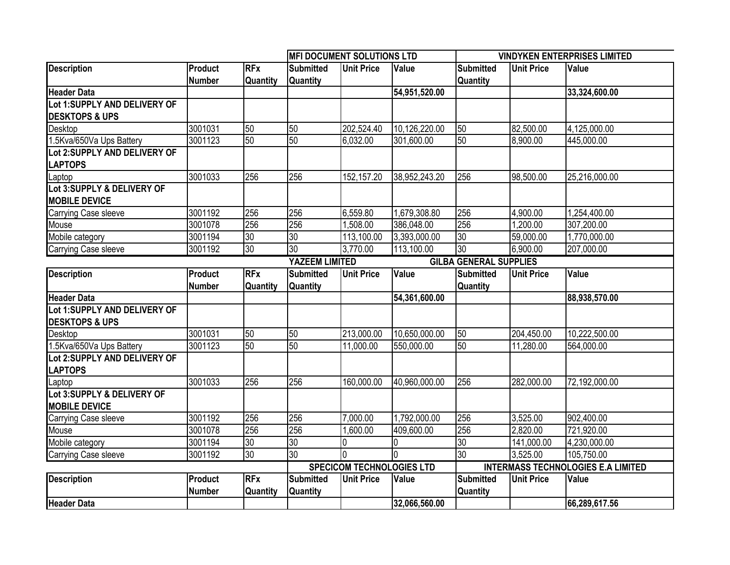| Description | Product Number | RFx Quantity | MFI DOCUMENT SOLUTIONS LTD | | | VINDYKEN ENTERPRISES LIMITED | | |
|---|---|---|---|---|---|---|---|---|
| | | | Submitted Quantity | Unit Price | Value | Submitted Quantity | Unit Price | Value |
| **Header Data** | | | | | **54,951,520.00** | | | **33,324,600.00** |
| **Lot 1:SUPPLY AND DELIVERY OF DESKTOPS & UPS** | | | | | | | | |
| Desktop | 3001031 | 50 | 50 | 202,524.40 | 10,126,220.00 | 50 | 82,500.00 | 4,125,000.00 |
| 1.5Kva/650Va Ups Battery | 3001123 | 50 | 50 | 6,032.00 | 301,600.00 | 50 | 8,900.00 | 445,000.00 |
| **Lot 2:SUPPLY AND DELIVERY OF LAPTOPS** | | | | | | | | |
| Laptop | 3001033 | 256 | 256 | 152,157.20 | 38,952,243.20 | 256 | 98,500.00 | 25,216,000.00 |
| **Lot 3:SUPPLY & DELIVERY OF MOBILE DEVICE** | | | | | | | | |
| Carrying Case sleeve | 3001192 | 256 | 256 | 6,559.80 | 1,679,308.80 | 256 | 4,900.00 | 1,254,400.00 |
| Mouse | 3001078 | 256 | 256 | 1,508.00 | 386,048.00 | 256 | 1,200.00 | 307,200.00 |
| Mobile category | 3001194 | 30 | 30 | 113,100.00 | 3,393,000.00 | 30 | 59,000.00 | 1,770,000.00 |
| Carrying Case sleeve | 3001192 | 30 | 30 | 3,770.00 | 113,100.00 | 30 | 6,900.00 | 207,000.00 |

| Description | Product Number | RFx Quantity | YAZEEM LIMITED | | | GILBA GENERAL SUPPLIES | | |
|---|---|---|---|---|---|---|---|---|
| | | | Submitted Quantity | Unit Price | Value | Submitted Quantity | Unit Price | Value |
| **Header Data** | | | | | **54,361,600.00** | | | **88,938,570.00** |
| **Lot 1:SUPPLY AND DELIVERY OF DESKTOPS & UPS** | | | | | | | | |
| Desktop | 3001031 | 50 | 50 | 213,000.00 | 10,650,000.00 | 50 | 204,450.00 | 10,222,500.00 |
| 1.5Kva/650Va Ups Battery | 3001123 | 50 | 50 | 11,000.00 | 550,000.00 | 50 | 11,280.00 | 564,000.00 |
| **Lot 2:SUPPLY AND DELIVERY OF LAPTOPS** | | | | | | | | |
| Laptop | 3001033 | 256 | 256 | 160,000.00 | 40,960,000.00 | 256 | 282,000.00 | 72,192,000.00 |
| **Lot 3:SUPPLY & DELIVERY OF MOBILE DEVICE** | | | | | | | | |
| Carrying Case sleeve | 3001192 | 256 | 256 | 7,000.00 | 1,792,000.00 | 256 | 3,525.00 | 902,400.00 |
| Mouse | 3001078 | 256 | 256 | 1,600.00 | 409,600.00 | 256 | 2,820.00 | 721,920.00 |
| Mobile category | 3001194 | 30 | 30 | 0 | 0 | 30 | 141,000.00 | 4,230,000.00 |
| Carrying Case sleeve | 3001192 | 30 | 30 | 0 | 0 | 30 | 3,525.00 | 105,750.00 |

| Description | Product Number | RFx Quantity | SPECICOM TECHNOLOGIES LTD | | | INTERMASS TECHNOLOGIES E.A LIMITED | | |
|---|---|---|---|---|---|---|---|---|
| | | | Submitted Quantity | Unit Price | Value | Submitted Quantity | Unit Price | Value |
| **Header Data** | | | | | **32,066,560.00** | | | **66,289,617.56** |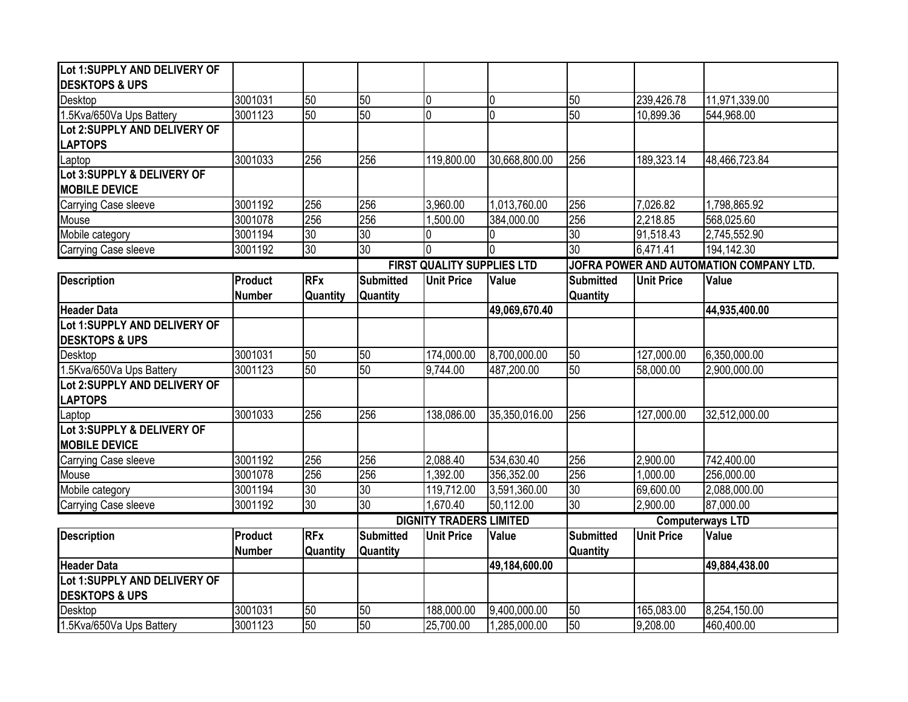| | | | | | | | | |
|---|---|---|---|---|---|---|---|---|
| **Lot 1:SUPPLY AND DELIVERY OF DESKTOPS & UPS** | | | | | | | | |
| Desktop | 3001031 | 50 | 50 | 0 | 0 | 50 | 239,426.78 | 11,971,339.00 |
| 1.5Kva/650Va Ups Battery | 3001123 | 50 | 50 | 0 | 0 | 50 | 10,899.36 | 544,968.00 |
| **Lot 2:SUPPLY AND DELIVERY OF LAPTOPS** | | | | | | | | |
| Laptop | 3001033 | 256 | 256 | 119,800.00 | 30,668,800.00 | 256 | 189,323.14 | 48,466,723.84 |
| **Lot 3:SUPPLY & DELIVERY OF MOBILE DEVICE** | | | | | | | | |
| Carrying Case sleeve | 3001192 | 256 | 256 | 3,960.00 | 1,013,760.00 | 256 | 7,026.82 | 1,798,865.92 |
| Mouse | 3001078 | 256 | 256 | 1,500.00 | 384,000.00 | 256 | 2,218.85 | 568,025.60 |
| Mobile category | 3001194 | 30 | 30 | 0 | 0 | 30 | 91,518.43 | 2,745,552.90 |
| Carrying Case sleeve | 3001192 | 30 | 30 | 0 | 0 | 30 | 6,471.41 | 194,142.30 |

| | | | **FIRST QUALITY SUPPLIES LTD** | | | **JOFRA POWER AND AUTOMATION COMPANY LTD.** | | |
|---|---|---|---|---|---|---|---|---|
| **Description** | **Product Number** | **RFx Quantity** | **Submitted Quantity** | **Unit Price** | **Value** | **Submitted Quantity** | **Unit Price** | **Value** |
| **Header Data** | | | | | **49,069,670.40** | | | **44,935,400.00** |
| **Lot 1:SUPPLY AND DELIVERY OF DESKTOPS & UPS** | | | | | | | | |
| Desktop | 3001031 | 50 | 50 | 174,000.00 | 8,700,000.00 | 50 | 127,000.00 | 6,350,000.00 |
| 1.5Kva/650Va Ups Battery | 3001123 | 50 | 50 | 9,744.00 | 487,200.00 | 50 | 58,000.00 | 2,900,000.00 |
| **Lot 2:SUPPLY AND DELIVERY OF LAPTOPS** | | | | | | | | |
| Laptop | 3001033 | 256 | 256 | 138,086.00 | 35,350,016.00 | 256 | 127,000.00 | 32,512,000.00 |
| **Lot 3:SUPPLY & DELIVERY OF MOBILE DEVICE** | | | | | | | | |
| Carrying Case sleeve | 3001192 | 256 | 256 | 2,088.40 | 534,630.40 | 256 | 2,900.00 | 742,400.00 |
| Mouse | 3001078 | 256 | 256 | 1,392.00 | 356,352.00 | 256 | 1,000.00 | 256,000.00 |
| Mobile category | 3001194 | 30 | 30 | 119,712.00 | 3,591,360.00 | 30 | 69,600.00 | 2,088,000.00 |
| Carrying Case sleeve | 3001192 | 30 | 30 | 1,670.40 | 50,112.00 | 30 | 2,900.00 | 87,000.00 |

| | | | **DIGNITY TRADERS LIMITED** | | | **Computerways LTD** | | |
|---|---|---|---|---|---|---|---|---|
| **Description** | **Product Number** | **RFx Quantity** | **Submitted Quantity** | **Unit Price** | **Value** | **Submitted Quantity** | **Unit Price** | **Value** |
| **Header Data** | | | | | **49,184,600.00** | | | **49,884,438.00** |
| **Lot 1:SUPPLY AND DELIVERY OF DESKTOPS & UPS** | | | | | | | | |
| Desktop | 3001031 | 50 | 50 | 188,000.00 | 9,400,000.00 | 50 | 165,083.00 | 8,254,150.00 |
| 1.5Kva/650Va Ups Battery | 3001123 | 50 | 50 | 25,700.00 | 1,285,000.00 | 50 | 9,208.00 | 460,400.00 |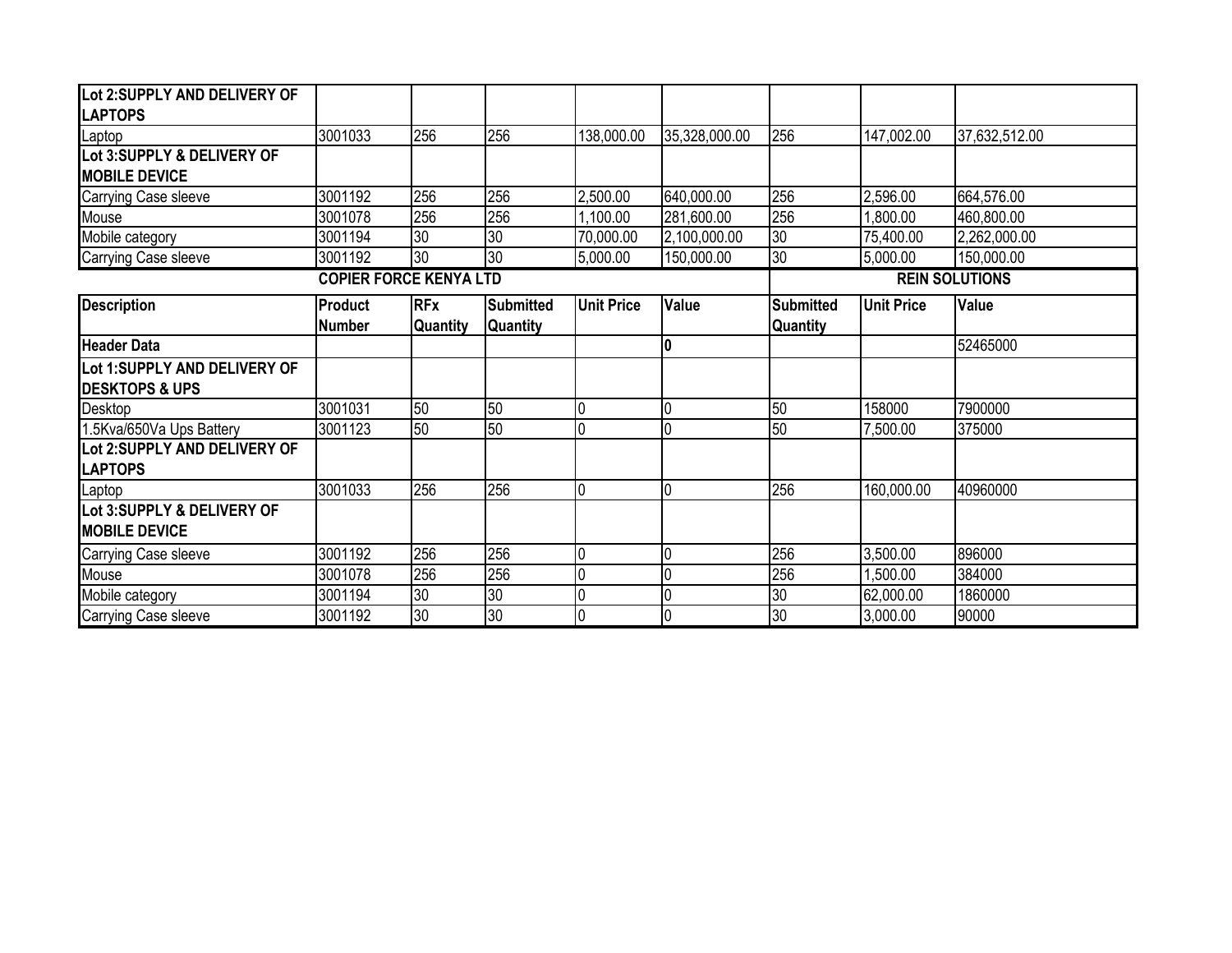| | | | | | | | | |
|---|---|---|---|---|---|---|---|---|
| **Lot 2:SUPPLY AND DELIVERY OF LAPTOPS** | | | | | | | | |
| Laptop | 3001033 | 256 | 256 | 138,000.00 | 35,328,000.00 | 256 | 147,002.00 | 37,632,512.00 |
| **Lot 3:SUPPLY & DELIVERY OF MOBILE DEVICE** | | | | | | | | |
| Carrying Case sleeve | 3001192 | 256 | 256 | 2,500.00 | 640,000.00 | 256 | 2,596.00 | 664,576.00 |
| Mouse | 3001078 | 256 | 256 | 1,100.00 | 281,600.00 | 256 | 1,800.00 | 460,800.00 |
| Mobile category | 3001194 | 30 | 30 | 70,000.00 | 2,100,000.00 | 30 | 75,400.00 | 2,262,000.00 |
| Carrying Case sleeve | 3001192 | 30 | 30 | 5,000.00 | 150,000.00 | 30 | 5,000.00 | 150,000.00 |

| | **COPIER FORCE KENYA LTD** | | | | | **REIN SOLUTIONS** | | |
|---|---|---|---|---|---|---|---|---|
| **Description** | **Product Number** | **RFx Quantity** | **Submitted Quantity** | **Unit Price** | **Value** | **Submitted Quantity** | **Unit Price** | **Value** |
| **Header Data** | | | | | **0** | | | 52465000 |
| **Lot 1:SUPPLY AND DELIVERY OF DESKTOPS & UPS** | | | | | | | | |
| Desktop | 3001031 | 50 | 50 | 0 | 0 | 50 | 158000 | 7900000 |
| 1.5Kva/650Va Ups Battery | 3001123 | 50 | 50 | 0 | 0 | 50 | 7,500.00 | 375000 |
| **Lot 2:SUPPLY AND DELIVERY OF LAPTOPS** | | | | | | | | |
| Laptop | 3001033 | 256 | 256 | 0 | 0 | 256 | 160,000.00 | 40960000 |
| **Lot 3:SUPPLY & DELIVERY OF MOBILE DEVICE** | | | | | | | | |
| Carrying Case sleeve | 3001192 | 256 | 256 | 0 | 0 | 256 | 3,500.00 | 896000 |
| Mouse | 3001078 | 256 | 256 | 0 | 0 | 256 | 1,500.00 | 384000 |
| Mobile category | 3001194 | 30 | 30 | 0 | 0 | 30 | 62,000.00 | 1860000 |
| Carrying Case sleeve | 3001192 | 30 | 30 | 0 | 0 | 30 | 3,000.00 | 90000 |